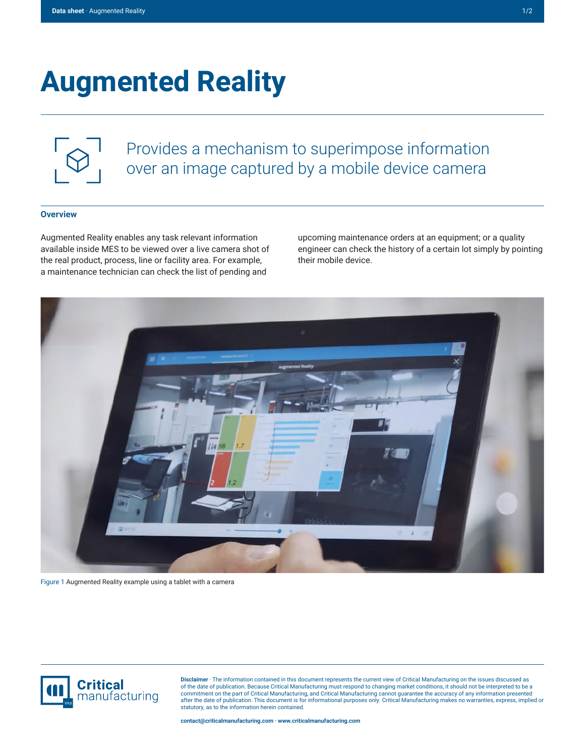# Augmented Reality

Provides a mechanism to superimpose information over an image captured by a mobile device camera

## Overview

Augmented Reality enables any task relevant information available inside MES to be viewed over a live camera shot of the real product, process, line or facility area. For example, a maintenance technician can check the list of pending and upcoming maintenance orders at an equipment; or a quality engineer can check the history of a certain lot simply by pointing their mobile device.

Figure 1 Augmented Reality example using a tablet with a camera

**Disclaimer** · The information contained in this document represents the current view of Critical Manufacturing on the issues discussed as of the date of publication. Because Critical Manufacturing must respond to changing market conditions, it should not be interpreted to be a commitment on the part of Critical Manufacturing, and Critical Manufacturing cannot guarantee the accuracy of any information presented after the date of publication. This document is for informational purposes only. Critical Manufacturing makes no warranties, express, implied or statutory, as to the information herein contained.

**contact@criticalmanufacturing.com · www.criticalmanufacturing.com**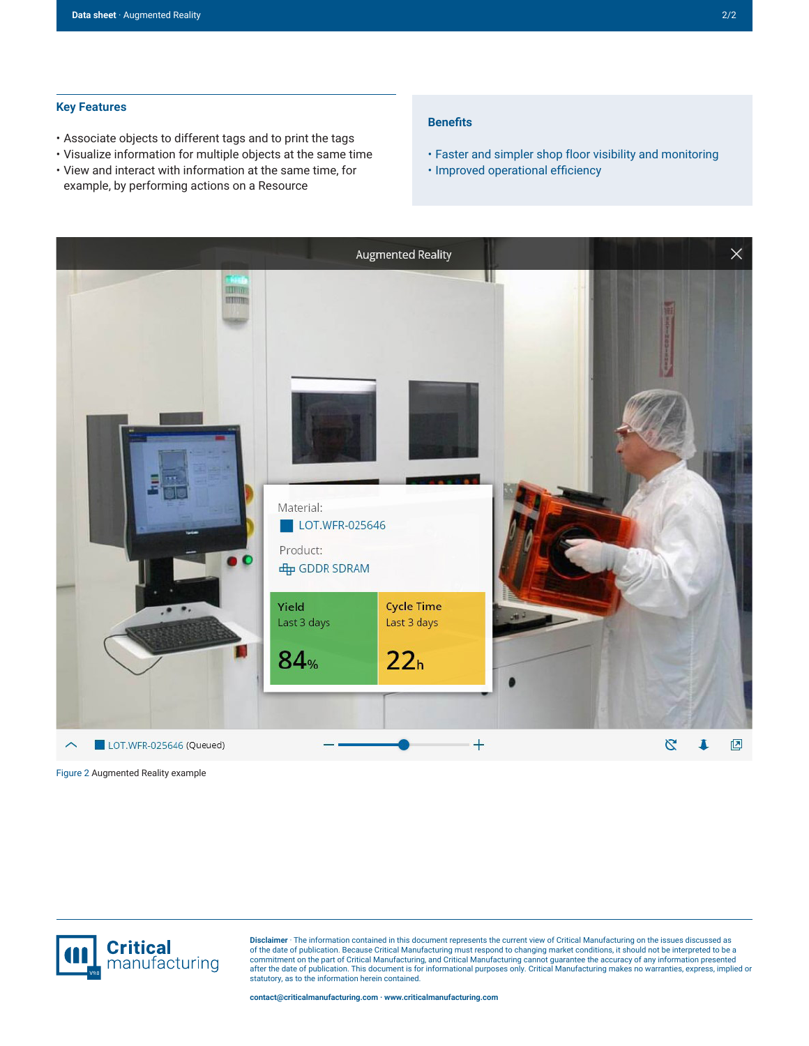## Key Features

- Associate objects to different tags and to print the tags
- Visualize information for multiple objects at the same time
- View and interact with information at the same time, for example, by performing actions on a Resource

## Benefits

- Faster and simpler shop floor visibility and monitoring
- Improved operational efficiency

Figure 2 Augmented Reality example

**Disclaimer** · The information contained in this document represents the current view of Critical Manufacturing on the issues discussed as of the date of publication. Because Critical Manufacturing must respond to changing market conditions, it should not be interpreted to be a commitment on the part of Critical Manufacturing, and Critical Manufacturing cannot guarantee the accuracy of any information presented after the date of publication. This document is for informational purposes only. Critical Manufacturing makes no warranties, express, implied or statutory, as to the information herein contained.

**contact@criticalmanufacturing.com · www.criticalmanufacturing.com**